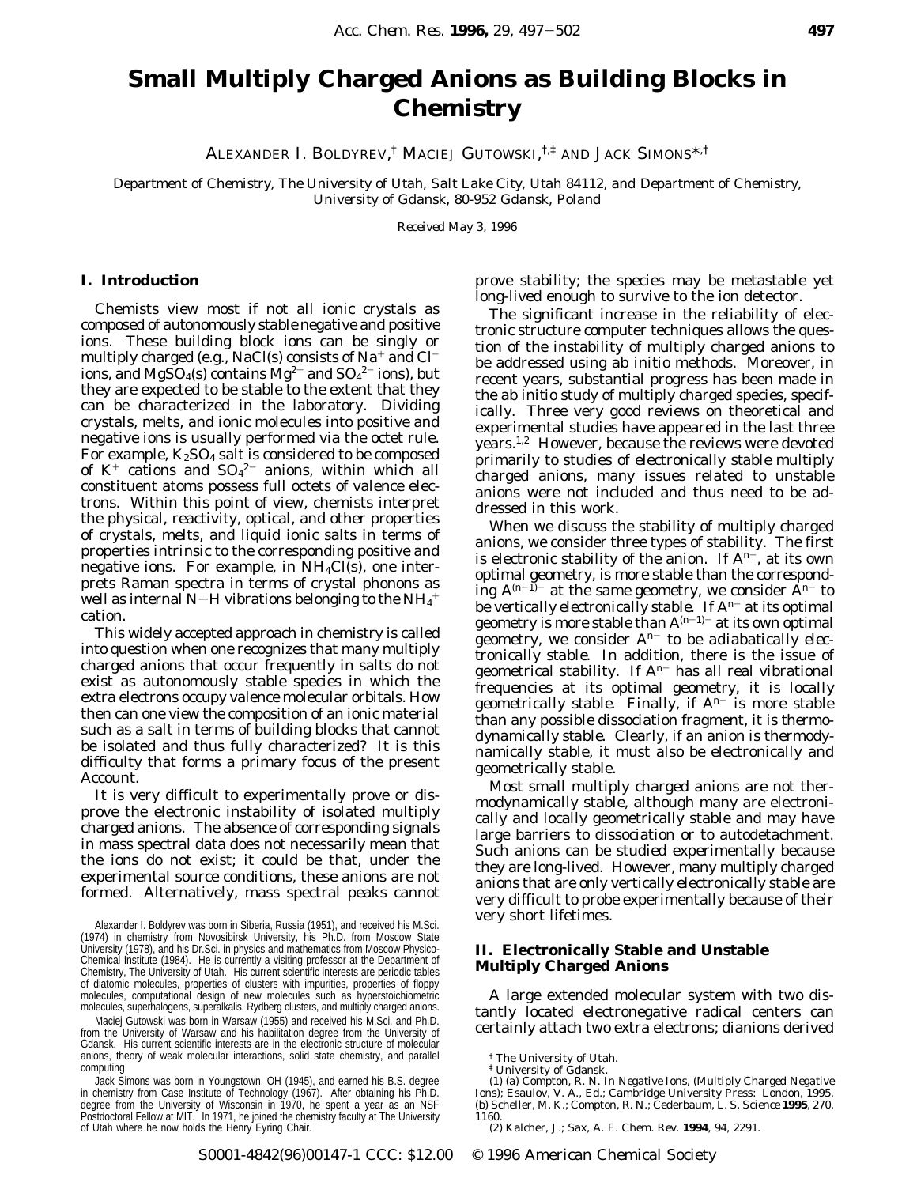# Small Multiply Charged Anions as Building Blocks in Chemistry

ALEXANDER I. BOLDYREV,[†] MACIEJ GUTOWSKI,[†,‡] AND JACK SIMONS*,[†]

*Department of Chemistry, The University of Utah, Salt Lake City, Utah 84112, and Department of Chemistry, University of Gdansk, 80-952 Gdansk, Poland*

*Received May 3, 1996*

## I. Introduction

Chemists view most if not all ionic crystals as composed of autonomously stable negative and positive ions. These building block ions can be singly or multiply charged (e.g., NaCl(s) consists of $Na^+$ and $Cl^-$ ions, and $MgSO_4$(s) contains $Mg^{2+}$ and $SO_4^{2-}$ ions), but they are expected to be stable to the extent that they can be characterized in the laboratory. Dividing crystals, melts, and ionic molecules into positive and negative ions is usually performed via the octet rule. For example, $K_2SO_4$ salt is considered to be composed of $K^+$ cations and $SO_4^{2-}$ anions, within which all constituent atoms possess full octets of valence electrons. Within this point of view, chemists interpret the physical, reactivity, optical, and other properties of crystals, melts, and liquid ionic salts in terms of properties intrinsic to the corresponding positive and negative ions. For example, in $NH_4Cl$(s), one interprets Raman spectra in terms of crystal phonons as well as internal N–H vibrations belonging to the $NH_4^+$ cation.

This widely accepted approach in chemistry is called into question when one recognizes that many multiply charged anions that occur frequently in salts do not exist as autonomously stable species in which the extra electrons occupy valence molecular orbitals. How then can one view the composition of an ionic material such as a salt in terms of building blocks that cannot be isolated and thus fully characterized? It is this difficulty that forms a primary focus of the present Account.

It is very difficult to experimentally prove or disprove the electronic instability of isolated multiply charged anions. The absence of corresponding signals in mass spectral data does not necessarily mean that the ions do not exist; it could be that, under the experimental source conditions, these anions are not formed. Alternatively, mass spectral peaks cannot prove stability; the species may be metastable yet long-lived enough to survive to the ion detector.

The significant increase in the reliability of electronic structure computer techniques allows the question of the instability of multiply charged anions to be addressed using ab initio methods. Moreover, in recent years, substantial progress has been made in the ab initio study of multiply charged species, specifically. Three very good reviews on theoretical and experimental studies have appeared in the last three years.[1,2] However, because the reviews were devoted primarily to studies of electronically stable multiply charged anions, many issues related to unstable anions were not included and thus need to be addressed in this work.

When we discuss the stability of multiply charged anions, we consider three types of stability. The first is electronic stability of the anion. If $A^{n-}$, at its own optimal geometry, is more stable than the corresponding $A^{(n-1)-}$ at the same geometry, we consider $A^{n-}$ to be *vertically electronically stable*. If $A^{n-}$ at its optimal geometry is more stable than $A^{(n-1)-}$ at its own optimal geometry, we consider $A^{n-}$ to be *adiabatically electronically stable*. In addition, there is the issue of geometrical stability. If $A^{n-}$ has all real vibrational frequencies at its optimal geometry, it is locally geometrically stable. Finally, if $A^{n-}$ is more stable than any possible dissociation fragment, it is *thermodynamically stable*. Clearly, if an anion is thermodynamically stable, it must also be electronically and geometrically stable.

Most small multiply charged anions are not thermodynamically stable, although many are electronically and locally geometrically stable and may have large barriers to dissociation or to autodetachment. Such anions can be studied experimentally because they are long-lived. However, many multiply charged anions that are only vertically electronically stable are very difficult to probe experimentally because of their very short lifetimes.

## II. Electronically Stable and Unstable Multiply Charged Anions

A large extended molecular system with two distantly located electronegative radical centers can certainly attach two extra electrons; dianions derived

---

Alexander I. Boldyrev was born in Siberia, Russia (1951), and received his M.Sci. (1974) in chemistry from Novosibirsk University, his Ph.D. from Moscow State University (1978), and his Dr.Sci. in physics and mathematics from Moscow Physico-Chemical Institute (1984). He is currently a visiting professor at the Department of Chemistry, The University of Utah. His current scientific interests are periodic tables of diatomic molecules, properties of clusters with impurities, properties of floppy molecules, computational design of new molecules such as hyperstoichiometric molecules, superhalogens, superalkalis, Rydberg clusters, and multiply charged anions.

Maciej Gutowski was born in Warsaw (1955) and received his M.Sci. and Ph.D. from the University of Warsaw and his habilitation degree from the University of Gdansk. His current scientific interests are in the electronic structure of molecular anions, theory of weak molecular interactions, solid state chemistry, and parallel computing.

Jack Simons was born in Youngstown, OH (1945), and earned his B.S. degree in chemistry from Case Institute of Technology (1967). After obtaining his Ph.D. degree from the University of Wisconsin in 1970, he spent a year as an NSF Postdoctoral Fellow at MIT. In 1971, he joined the chemistry faculty at The University of Utah where he now holds the Henry Eyring Chair.

[†] The University of Utah.
[‡] University of Gdansk.

(1) (a) Compton, R. N. In *Negative Ions*, (Multiply Charged Negative Ions); Esaulov, V. A., Ed.; Cambridge University Press: London, 1995. (b) Scheller, M. K.; Compton, R. N.; Cederbaum, L. S. *Science* **1995**, *270*, 1160.
(2) Kalcher, J.; Sax, A. F. *Chem. Rev.* **1994**, *94*, 2291.

S0001-4842(96)00147-1 CCC: $12.00 © 1996 American Chemical Society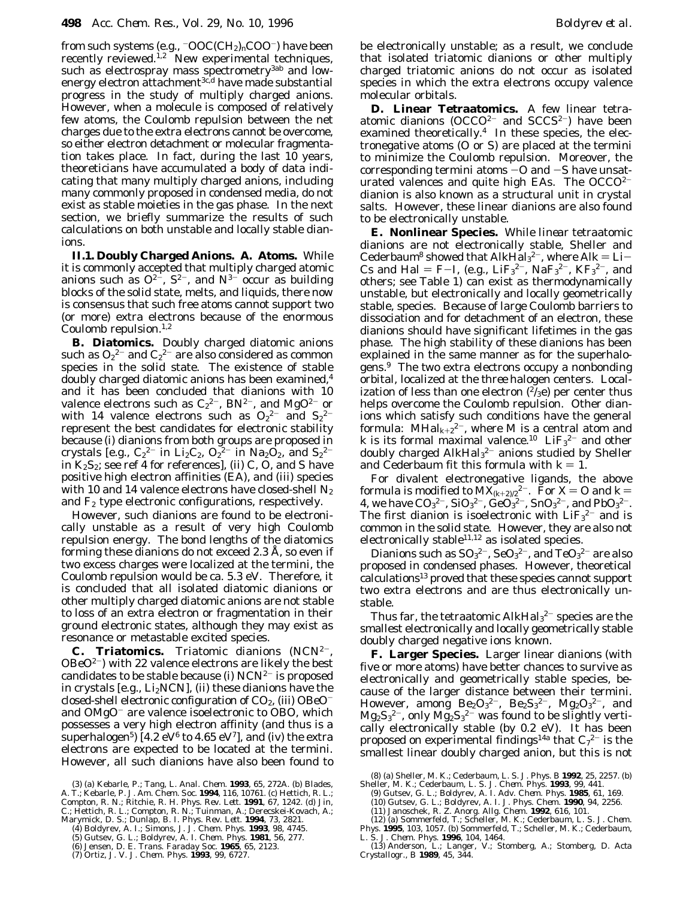from such systems (e.g., $^{-}OOC(CH_2)_nCOO^{-}$) have been recently reviewed.[1,2] New experimental techniques, such as electrospray mass spectrometry[3ab] and low-energy electron attachment[3c,d] have made substantial progress in the study of multiply charged anions. However, when a molecule is composed of relatively few atoms, the Coulomb repulsion between the net charges due to the extra electrons cannot be overcome, so either electron detachment or molecular fragmentation takes place. In fact, during the last 10 years, theoreticians have accumulated a body of data indicating that many multiply charged anions, including many commonly proposed in condensed media, do not exist as stable moieties in the gas phase. In the next section, we briefly summarize the results of such calculations on both unstable and locally stable dianions.

**II.1. Doubly Charged Anions. A. Atoms.** While it is commonly accepted that multiply charged atomic anions such as $O^{2-}$, $S^{2-}$, and $N^{3-}$ occur as building blocks of the solid state, melts, and liquids, there now is consensus that such free atoms cannot support two (or more) extra electrons because of the enormous Coulomb repulsion.[1,2]

**B. Diatomics.** Doubly charged diatomic anions such as $O_2^{2-}$ and $C_2^{2-}$ are also considered as common species in the solid state. The existence of stable doubly charged diatomic anions has been examined,[4] and it has been concluded that dianions with 10 valence electrons such as $C_2^{2-}$, $BN^{2-}$, and $MgO^{2-}$ or with 14 valence electrons such as $O_2^{2-}$ and $S_2^{2-}$ represent the best candidates for electronic stability because (i) dianions from both groups are proposed in crystals [e.g., $C_2^{2-}$ in $Li_2C_2$, $O_2^{2-}$ in $Na_2O_2$, and $S_2^{2-}$ in $K_2S_2$; see ref 4 for references], (ii) C, O, and S have positive high electron affinities (EA), and (iii) species with 10 and 14 valence electrons have closed-shell $N_2$ and $F_2$ type electronic configurations, respectively.

However, such dianions are found to be electronically unstable as a result of very high Coulomb repulsion energy. The bond lengths of the diatomics forming these dianions do not exceed 2.3 Å, so even if two excess charges were localized at the termini, the Coulomb repulsion would be ca. 5.3 eV. Therefore, it is concluded that all isolated diatomic dianions or other multiply charged diatomic anions are not stable to loss of an extra electron or fragmentation in their ground electronic states, although they may exist as resonance or metastable excited species.

**C. Triatomics.** Triatomic dianions ($NCN^{2-}$, $OBeO^{2-}$) with 22 valence electrons are likely the best candidates to be stable because (i) $NCN^{2-}$ is proposed in crystals [e.g., $Li_2NCN$], (ii) these dianions have the closed-shell electronic configuration of $CO_2$, (iii) $OBeO^{-}$ and $OMgO^{-}$ are valence isoelectronic to OBO, which possesses a very high electron affinity (and thus is a superhalogen[5]) [4.2 eV[6] to 4.65 eV[7]], and (iv) the extra electrons are expected to be located at the termini. However, all such dianions have also been found to be electronically unstable; as a result, we conclude that isolated triatomic dianions or other multiply charged triatomic anions do not occur as isolated species in which the extra electrons occupy valence molecular orbitals.

**D. Linear Tetraatomics.** A few linear tetraatomic dianions ($OCCO^{2-}$ and $SCCS^{2-}$) have been examined theoretically.[4] In these species, the electronegative atoms (O or S) are placed at the termini to minimize the Coulomb repulsion. Moreover, the corresponding termini atoms –O and –S have unsaturated valences and quite high EAs. The $OCCO^{2-}$ dianion is also known as a structural unit in crystal salts. However, these linear dianions are also found to be electronically unstable.

**E. Nonlinear Species.** While linear tetraatomic dianions are not electronically stable, Sheller and Cederbaum[8] showed that $AlkHal_3^{2-}$, where Alk = Li–Cs and Hal = F–I, (e.g., $LiF_3^{2-}$, $NaF_3^{2-}$, $KF_3^{2-}$, and others; see Table 1) can exist as thermodynamically unstable, but electronically and locally geometrically stable, species. Because of large Coulomb barriers to dissociation and for detachment of an electron, these dianions should have significant lifetimes in the gas phase. The high stability of these dianions has been explained in the same manner as for the superhalogens.[9] The two extra electrons occupy a nonbonding orbital, localized at the three halogen centers. Localization of less than one electron ($^2/_3$e) per center thus helps overcome the Coulomb repulsion. Other dianions which satisfy such conditions have the general formula: $MHal_{k+2}^{2-}$, where M is a central atom and k is its formal maximal valence.[10] $LiF_3^{2-}$ and other doubly charged $AlkHal_3^{2-}$ anions studied by Sheller and Cederbaum fit this formula with k = 1.

For divalent electronegative ligands, the above formula is modified to $MX_{(k+2)/2}^{2-}$. For X = O and k = 4, we have $CO_3^{2-}$, $SiO_3^{2-}$, $GeO_3^{2-}$, $SnO_3^{2-}$, and $PbO_3^{2-}$. The first dianion is isoelectronic with $LiF_3^{2-}$ and is common in the solid state. However, they are also not electronically stable[11,12] as isolated species.

Dianions such as $SO_3^{2-}$, $SeO_3^{2-}$, and $TeO_3^{2-}$ are also proposed in condensed phases. However, theoretical calculations[13] proved that these species cannot support two extra electrons and are thus electronically unstable.

Thus far, the tetraatomic $AlkHal_3^{2-}$ species are the smallest electronically and locally geometrically stable doubly charged negative ions known.

**F. Larger Species.** Larger linear dianions (with five or more atoms) have better chances to survive as electronically and geometrically stable species, because of the larger distance between their termini. However, among $Be_2O_3^{2-}$, $Be_2S_3^{2-}$, $Mg_2O_3^{2-}$, and $Mg_2S_3^{2-}$, only $Mg_2S_3^{2-}$ was found to be slightly vertically electronically stable (by 0.2 eV). It has been proposed on experimental findings[14a] that $C_7^{2-}$ is the smallest linear doubly charged anion, but this is not

(3) (a) Kebarle, P.; Tang, L. *Anal. Chem.* **1993**, *65*, 272A. (b) Blades, A. T.; Kebarle, P. *J. Am. Chem. Soc.* **1994**, *116*, 10761. (c) Hettich, R. L.; Compton, R. N.; Ritchie, R. H. *Phys. Rev. Lett.* **1991**, *67*, 1242. (d) Jin, C.; Hettich, R. L.; Compton, R. N.; Tuinman, A.; Derecskei-Kovach, A.; Marymick, D. S.; Dunlap, B. I. *Phys. Rev. Lett.* **1994**, *73*, 2821.
(4) Boldyrev, A. I.; Simons, J. *J. Chem. Phys.* **1993**, *98*, 4745.
(5) Gutsev, G. L.; Boldyrev, A. I. *Chem. Phys.* **1981**, *56*, 277.
(6) Jensen, D. E. *Trans. Faraday Soc.* **1965**, *65*, 2123.
(7) Ortiz, J. V. *J. Chem. Phys.* **1993**, *99*, 6727.
(8) (a) Sheller, M. K.; Cederbaum, L. S. *J. Phys. B* **1992**, *25*, 2257. (b) Sheller, M. K.; Cederbaum, L. S. *J. Chem. Phys.* **1993**, *99*, 441.
(9) Gutsev, G. L.; Boldyrev, A. I. *Adv. Chem. Phys.* **1985**, *61*, 169.
(10) Gutsev, G. L.; Boldyrev, A. I. *J. Phys. Chem.* **1990**, *94*, 2256.
(11) Janoschek, R. *Z. Anorg. Allg. Chem.* **1992**, *616*, 101.
(12) (a) Sommerfeld, T.; Scheller, M. K.; Cederbaum, L. S. *J. Chem. Phys.* **1995**, *103*, 1057. (b) Sommerfeld, T.; Scheller, M. K.; Cederbaum, L. S. *J. Chem. Phys.* **1996**, *104*, 1464.
(13) Anderson, L.; Langer, V.; Stomberg, A.; Stomberg, D. *Acta Crystallogr., B* **1989**, *45*, 344.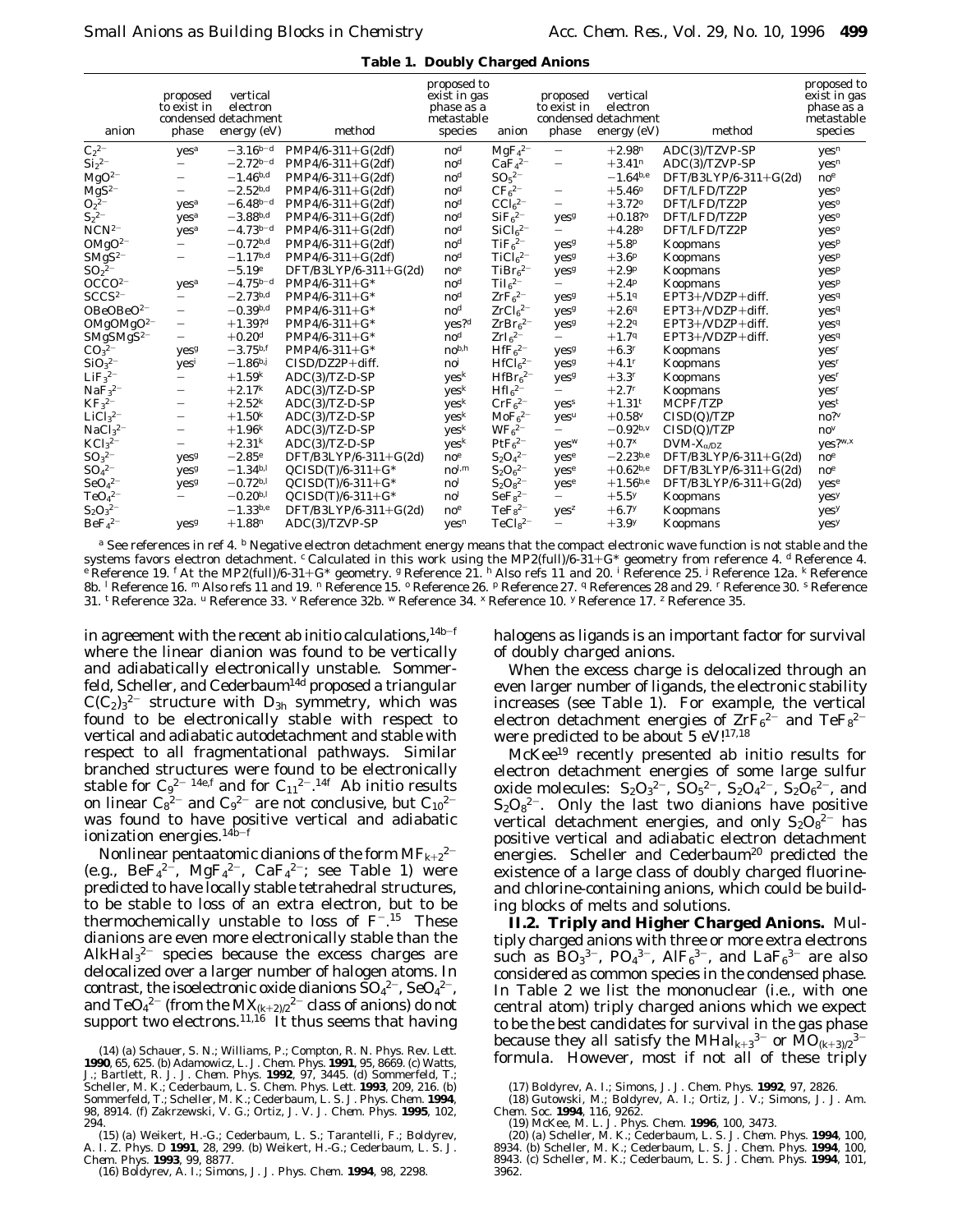**Table 1. Doubly Charged Anions**

| anion | proposed to exist in condensed phase | vertical electron detachment energy (eV) | method | proposed to exist in gas phase as a metastable species | anion | proposed to exist in condensed phase | vertical electron detachment energy (eV) | method | proposed to exist in gas phase as a metastable species |
|---|---|---|---|---|---|---|---|---|---|
| $C_2^{2-}$ | yes[a] | $-3.16$[b–d] | PMP4/6-311+G(2df) | no[d] | $MgF_4^{2-}$ | – | $+2.98$[n] | ADC(3)/TZVP-SP | yes[n] |
| $Si_2^{2-}$ | – | $-2.72$[b–d] | PMP4/6-311+G(2df) | no[d] | $CaF_4^{2-}$ | – | $+3.41$[n] | ADC(3)/TZVP-SP | yes[n] |
| $MgO^{2-}$ | – | $-1.46$[b,d] | PMP4/6-311+G(2df) | no[d] | $SO_5^{2-}$ | | $-1.64$[b,e] | DFT/B3LYP/6-311+G(2d) | no[e] |
| $MgS^{2-}$ | – | $-2.52$[b,d] | PMP4/6-311+G(2df) | no[d] | $CF_6^{2-}$ | – | $+5.46$[o] | DFT/LFD/TZ2P | yes[o] |
| $O_2^{2-}$ | yes[a] | $-6.48$[b–d] | PMP4/6-311+G(2df) | no[d] | $CCl_6^{2-}$ | – | $+3.72$[o] | DFT/LFD/TZ2P | yes[o] |
| $S_2^{2-}$ | yes[a] | $-3.88$[b,d] | PMP4/6-311+G(2df) | no[d] | $SiF_6^{2-}$ | yes[g] | $+0.18$?[o] | DFT/LFD/TZ2P | yes[o] |
| $NCN^{2-}$ | yes[a] | $-4.73$[b–d] | PMP4/6-311+G(2df) | no[d] | $SiCl_6^{2-}$ | – | $+4.28$[o] | DFT/LFD/TZ2P | yes[o] |
| $OMgO^{2-}$ | – | $-0.72$[b,d] | PMP4/6-311+G(2df) | no[d] | $TiF_6^{2-}$ | yes[g] | $+5.8$[p] | Koopmans | yes[p] |
| $SMgS^{2-}$ | – | $-1.17$[b,d] | PMP4/6-311+G(2df) | no[d] | $TiCl_6^{2-}$ | yes[g] | $+3.6$[p] | Koopmans | yes[p] |
| $SO_2^{2-}$ | | $-5.19$[e] | DFT/B3LYP/6-311+G(2d) | no[e] | $TiBr_6^{2-}$ | yes[g] | $+2.9$[p] | Koopmans | yes[p] |
| $OCCO^{2-}$ | yes[a] | $-4.75$[b–d] | PMP4/6-311+G* | no[d] | $TiI_6^{2-}$ | – | $+2.4$[p] | Koopmans | yes[p] |
| $SCCS^{2-}$ | – | $-2.73$[b,d] | PMP4/6-311+G* | no[d] | $ZrF_6^{2-}$ | yes[g] | $+5.1$[q] | EPT3+/VDZP+diff. | yes[q] |
| $OBeOBeO^{2-}$ | – | $-0.39$[b,d] | PMP4/6-311+G* | no[d] | $ZrCl_6^{2-}$ | yes[g] | $+2.6$[q] | EPT3+/VDZP+diff. | yes[q] |
| $OMgOMgO^{2-}$ | – | $+1.39$?[d] | PMP4/6-311+G* | yes?[d] | $ZrBr_6^{2-}$ | yes[g] | $+2.2$[q] | EPT3+/VDZP+diff. | yes[q] |
| $SMgSMgS^{2-}$ | – | $+0.20$[d] | PMP4/6-311+G* | no[d] | $ZrI_6^{2-}$ | – | $+1.7$[q] | EPT3+/VDZP+diff. | yes[q] |
| $CO_3^{2-}$ | yes[g] | $-3.75$[b,f] | PMP4/6-311+G* | no[b,h] | $HfF_6^{2-}$ | yes[g] | $+6.3$[r] | Koopmans | yes[r] |
| $SiO_3^{2-}$ | yes[i] | $-1.86$[b,j] | CISD/DZP+diff. | no[j] | $HfCl_6^{2-}$ | yes[g] | $+4.1$[r] | Koopmans | yes[r] |
| $LiF_3^{2-}$ | – | $+1.59$[k] | ADC(3)/TZ-D-SP | yes[k] | $HfBr_6^{2-}$ | yes[g] | $+3.3$[r] | Koopmans | yes[r] |
| $NaF_3^{2-}$ | – | $+2.17$[k] | ADC(3)/TZ-D-SP | yes[k] | $HfI_6^{2-}$ | – | $+2.7$[r] | Koopmans | yes[r] |
| $KF_3^{2-}$ | – | $+2.52$[k] | ADC(3)/TZ-D-SP | yes[k] | $CrF_6^{2-}$ | yes[s] | $+1.31$[t] | MCPF/TZP | yes[t] |
| $LiCl_3^{2-}$ | – | $+1.50$[k] | ADC(3)/TZ-D-SP | yes[k] | $MoF_6^{2-}$ | yes[u] | $+0.58$[v] | CISD(Q)/TZP | no?[v] |
| $NaCl_3^{2-}$ | – | $+1.96$[k] | ADC(3)/TZ-D-SP | yes[k] | $WF_6^{2-}$ | – | $-0.92$[b,v] | CISD(Q)/TZP | no[v] |
| $KCl_3^{2-}$ | – | $+2.31$[k] | ADC(3)/TZ-D-SP | yes[k] | $PtF_6^{2-}$ | yes[w] | $+0.7$[x] | DVM-$X_{\alpha/DZ}$ | yes?[w,x] |
| $SO_3^{2-}$ | yes[g] | $-2.85$[e] | DFT/B3LYP/6-311+G(2d) | no[e] | $S_2O_4^{2-}$ | yes[e] | $-2.23$[b,e] | DFT/B3LYP/6-311+G(2d) | no[e] |
| $SO_4^{2-}$ | yes[g] | $-1.34$[b,l] | QCISD(T)/6-311+G* | no[l,m] | $S_2O_6^{2-}$ | yes[e] | $+0.62$[b,e] | DFT/B3LYP/6-311+G(2d) | no[e] |
| $SeO_4^{2-}$ | yes[g] | $-0.72$[b,l] | QCISD(T)/6-311+G* | no[l] | $S_2O_8^{2-}$ | yes[e] | $+1.56$[b,e] | DFT/B3LYP/6-311+G(2d) | yes[e] |
| $TeO_4^{2-}$ | – | $-0.20$[b,l] | QCISD(T)/6-311+G* | no[l] | $SeF_8^{2-}$ | – | $+5.5$[y] | Koopmans | yes[y] |
| $S_2O_3^{2-}$ | | $-1.33$[b,e] | DFT/B3LYP/6-311+G(2d) | no[e] | $TeF_8^{2-}$ | yes[z] | $+6.7$[y] | Koopmans | yes[y] |
| $BeF_4^{2-}$ | yes[g] | $+1.88$[n] | ADC(3)/TZVP-SP | yes[n] | $TeCl_8^{2-}$ | – | $+3.9$[y] | Koopmans | yes[y] |

[a] See references in ref 4. [b] Negative electron detachment energy means that the compact electronic wave function is not stable and the systems favors electron detachment. [c] Calculated in this work using the MP2(full)/6-31+G* geometry from reference 4. [d] Reference 4. [e] Reference 19. [f] At the MP2(full)/6-31+G* geometry. [g] Reference 21. [h] Also refs 11 and 20. [i] Reference 25. [j] Reference 12a. [k] Reference 8b. [l] Reference 16. [m] Also refs 11 and 19. [n] Reference 15. [o] Reference 26. [p] Reference 27. [q] References 28 and 29. [r] Reference 30. [s] Reference 31. [t] Reference 32a. [u] Reference 33. [v] Reference 32b. [w] Reference 34. [x] Reference 10. [y] Reference 17. [z] Reference 35.

in agreement with the recent ab initio calculations,[14b–f] where the linear dianion was found to be vertically and adiabatically electronically unstable. Sommerfeld, Scheller, and Cederbaum[14d] proposed a triangular $C(C_2)_3^{2-}$ structure with $D_{3h}$ symmetry, which was found to be electronically stable with respect to vertical and adiabatic autodetachment and stable with respect to all fragmentational pathways. Similar branched structures were found to be electronically stable for $C_9^{2-}$ [14e,f] and for $C_{11}^{2-}$.[14f] Ab initio results on linear $C_8^{2-}$ and $C_9^{2-}$ are not conclusive, but $C_{10}^{2-}$ was found to have positive vertical and adiabatic ionization energies.[14b–f]

Nonlinear pentaatomic dianions of the form $MF_{k+2}^{2-}$ (e.g., $BeF_4^{2-}$, $MgF_4^{2-}$, $CaF_4^{2-}$; see Table 1) were predicted to have locally stable tetrahedral structures, to be stable to loss of an extra electron, but to be thermochemically unstable to loss of $F^-$.[15] These dianions are even more electronically stable than the $AlkHal_3^{2-}$ species because the excess charges are delocalized over a larger number of halogen atoms. In contrast, the isoelectronic oxide dianions $SO_4^{2-}$, $SeO_4^{2-}$, and $TeO_4^{2-}$ (from the $MX_{(k+2)/2}^{2-}$ class of anions) do not support two electrons.[11,16] It thus seems that having halogens as ligands is an important factor for survival of doubly charged anions.

When the excess charge is delocalized through an even larger number of ligands, the electronic stability increases (see Table 1). For example, the vertical electron detachment energies of $ZrF_6^{2-}$ and $TeF_8^{2-}$ were predicted to be about 5 eV![17,18]

McKee[19] recently presented ab initio results for electron detachment energies of some large sulfur oxide molecules: $S_2O_3^{2-}$, $SO_5^{2-}$, $S_2O_4^{2-}$, $S_2O_6^{2-}$, and $S_2O_8^{2-}$. Only the last two dianions have positive vertical detachment energies, and only $S_2O_8^{2-}$ has positive vertical and adiabatic electron detachment energies. Scheller and Cederbaum[20] predicted the existence of a large class of doubly charged fluorine- and chlorine-containing anions, which could be building blocks of melts and solutions.

**II.2. Triply and Higher Charged Anions.** Multiply charged anions with three or more extra electrons such as $BO_3^{3-}$, $PO_4^{3-}$, $AlF_6^{3-}$, and $LaF_6^{3-}$ are also considered as common species in the condensed phase. In Table 2 we list the mononuclear (i.e., with one central atom) triply charged anions which we expect to be the best candidates for survival in the gas phase because they all satisfy the $MHal_{k+3}^{3-}$ or $MO_{(k+3)/2}^{3-}$ formula. However, most if not all of these triply

(14) (a) Schauer, S. N.; Williams, P.; Compton, R. N. *Phys. Rev. Lett.* **1990**, *65*, 625. (b) Adamowicz, L. *J. Chem. Phys.* **1991**, *95*, 8669. (c) Watts, J.; Bartlett, R. J. *J. Chem. Phys.* **1992**, *97*, 3445. (d) Sommerfeld, T.; Scheller, M. K.; Cederbaum, L. S. *Chem. Phys. Lett.* **1993**, *209*, 216. (b) Sommerfeld, T.; Scheller, M. K.; Cederbaum, L. S. *J. Phys. Chem.* **1994**, *98*, 8914. (f) Zakrzewski, V. G.; Ortiz, J. V. *J. Chem. Phys.* **1995**, *102*, 294.

(15) (a) Weikert, H.-G.; Cederbaum, L. S.; Tarantelli, F.; Boldyrev, A. I. *Z. Phys. D* **1991**, *28*, 299. (b) Weikert, H.-G.; Cederbaum, L. S. *J. Chem. Phys.* **1993**, *99*, 8877.

(16) Boldyrev, A. I.; Simons, J. *J. Phys. Chem.* **1994**, *98*, 2298.

(17) Boldyrev, A. I.; Simons, J. *J. Chem. Phys.* **1992**, *97*, 2826.

(18) Gutowski, M.; Boldyrev, A. I.; Ortiz, J. V.; Simons, J. *J. Am. Chem. Soc.* **1994**, *116*, 9262.

(19) McKee, M. L. *J. Phys. Chem.* **1996**, *100*, 3473.

(20) (a) Scheller, M. K.; Cederbaum, L. S. *J. Chem. Phys.* **1994**, *100*, 8934. (b) Scheller, M. K.; Cederbaum, L. S. *J. Chem. Phys.* **1994**, *100*, 8943. (c) Scheller, M. K.; Cederbaum, L. S. *J. Chem. Phys.* **1994**, *101*, 3962.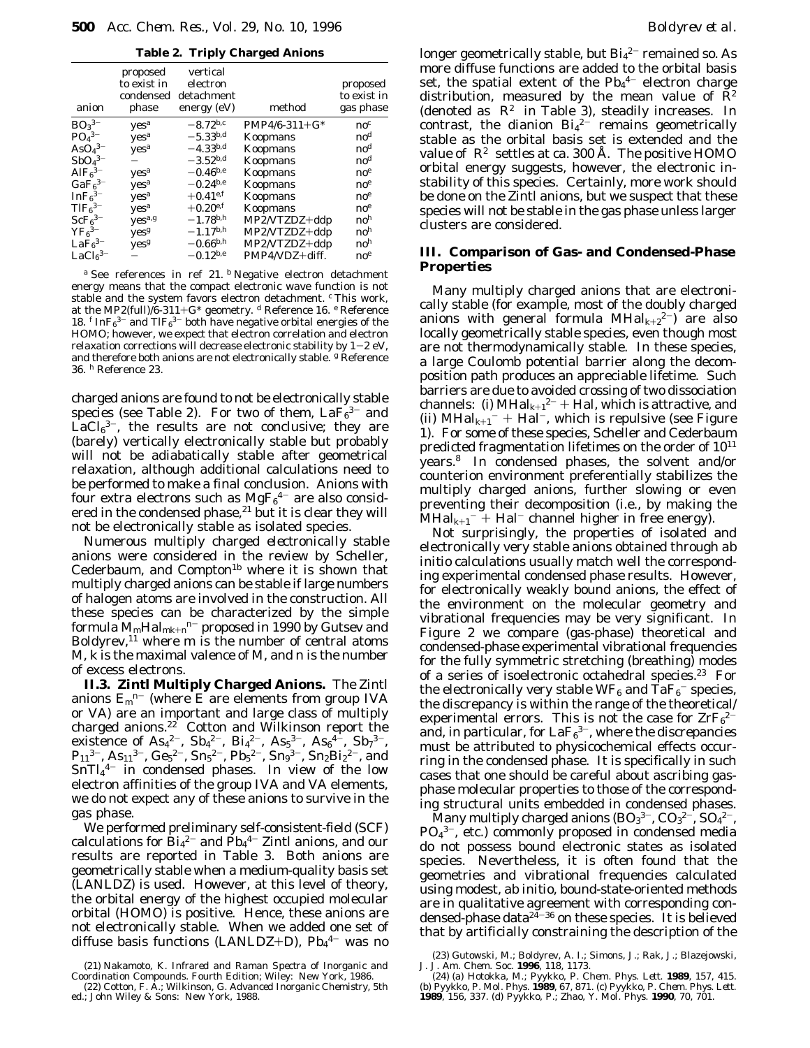**Table 2. Triply Charged Anions**

| anion | proposed to exist in condensed phase | vertical electron detachment energy (eV) | method | proposed to exist in gas phase |
|---|---|---|---|---|
| $BO_3^{3-}$ | yes[a] | $-8.72$[b,c] | PMP4/6-311+G* | no[c] |
| $PO_4^{3-}$ | yes[a] | $-5.33$[b,d] | Koopmans | no[d] |
| $AsO_4^{3-}$ | yes[a] | $-4.33$[b,d] | Koopmans | no[d] |
| $SbO_4^{3-}$ | – | $-3.52$[b,d] | Koopmans | no[d] |
| $AlF_6^{3-}$ | yes[a] | $-0.46$[b,e] | Koopmans | no[e] |
| $GaF_6^{3-}$ | yes[a] | $-0.24$[b,e] | Koopmans | no[e] |
| $InF_6^{3-}$ | yes[a] | $+0.41$[e,f] | Koopmans | no[e] |
| $TlF_6^{3-}$ | yes[a] | $+0.20$[e,f] | Koopmans | no[e] |
| $ScF_6^{3-}$ | yes[a,g] | $-1.78$[b,h] | MP2/VTZDZ+ddp | no[h] |
| $YF_6^{3-}$ | yes[g] | $-1.17$[b,h] | MP2/VTZDZ+ddp | no[h] |
| $LaF_6^{3-}$ | yes[g] | $-0.66$[b,h] | MP2/VTZDZ+ddp | no[h] |
| $LaCl_6^{3-}$ | – | $-0.12$[b,e] | PMP4/VDZ+diff. | no[e] |

[a] See references in ref 21. [b] Negative electron detachment energy means that the compact electronic wave function is not stable and the system favors electron detachment. [c] This work, at the MP2(full)/6-311+G* geometry. [d] Reference 16. [e] Reference 18. [f] $InF_6^{3-}$ and $TlF_6^{3-}$ both have negative orbital energies of the HOMO; however, we expect that electron correlation and electron relaxation corrections will decrease electronic stability by 1–2 eV, and therefore both anions are not electronically stable. [g] Reference 36. [h] Reference 23.

charged anions are found to not be electronically stable species (see Table 2). For two of them, $LaF_6^{3-}$ and $LaCl_6^{3-}$, the results are not conclusive; they are (barely) vertically electronically stable but probably will not be adiabatically stable after geometrical relaxation, although additional calculations need to be performed to make a final conclusion. Anions with four extra electrons such as $MgF_6^{4-}$ are also considered in the condensed phase,[21] but it is clear they will not be electronically stable as isolated species.

Numerous multiply charged electronically stable anions were considered in the review by Scheller, Cederbaum, and Compton[1b] where it is shown that multiply charged anions can be stable if large numbers of halogen atoms are involved in the construction. All these species can be characterized by the simple formula $M_mHal_{mk+n}^{n-}$ proposed in 1990 by Gutsev and Boldyrev,[11] where *m* is the number of central atoms M, *k* is the maximal valence of M, and *n* is the number of excess electrons.

### II.3. Zintl Multiply Charged Anions.

The Zintl anions $E_m^{n-}$ (where E are elements from group IVA or VA) are an important and large class of multiply charged anions.[22] Cotton and Wilkinson report the existence of $As_4^{2-}$, $Sb_4^{2-}$, $Bi_4^{2-}$, $As_5^{3-}$, $As_6^{4-}$, $Sb_7^{3-}$, $P_{11}^{3-}$, $As_{11}^{3-}$, $Ge_5^{2-}$, $Sn_5^{2-}$, $Pb_5^{2-}$, $Sn_9^{3-}$, $Sn_2Bi_2^{2-}$, and $SnTl_4^{4-}$ in condensed phases. In view of the low electron affinities of the group IVA and VA elements, we do not expect any of these anions to survive in the gas phase.

We performed preliminary self-consistent-field (SCF) calculations for $Bi_4^{2-}$ and $Pb_4^{4-}$ Zintl anions, and our results are reported in Table 3. Both anions are geometrically stable when a medium-quality basis set (LANLDZ) is used. However, at this level of theory, the orbital energy of the highest occupied molecular orbital (HOMO) is positive. Hence, these anions are not electronically stable. When we added one set of diffuse basis functions (LANLDZ+D), $Pb_4^{4-}$ was no longer geometrically stable, but $Bi_4^{2-}$ remained so. As more diffuse functions are added to the orbital basis set, the spatial extent of the $Pb_4^{4-}$ electron charge distribution, measured by the mean value of $R^2$ (denoted as $\langle R^2 \rangle$ in Table 3), steadily increases. In contrast, the dianion $Bi_4^{2-}$ remains geometrically stable as the orbital basis set is extended and the value of $\langle R^2 \rangle$ settles at ca. 300 Å. The positive HOMO orbital energy suggests, however, the electronic instability of this species. Certainly, more work should be done on the Zintl anions, but we suspect that these species will not be stable in the gas phase unless larger clusters are considered.

## III. Comparison of Gas- and Condensed-Phase Properties

Many multiply charged anions that are electronically stable (for example, most of the doubly charged anions with general formula $MHal_{k+2}^{2-}$) are also locally geometrically stable species, even though most are not thermodynamically stable. In these species, a large Coulomb potential barrier along the decomposition path produces an appreciable lifetime. Such barriers are due to avoided crossing of two dissociation channels: (i) $MHal_{k+1}^{2-}$ + Hal, which is attractive, and (ii) $MHal_{k+1}^{-}$ + $Hal^{-}$, which is repulsive (see Figure 1). For some of these species, Scheller and Cederbaum predicted fragmentation lifetimes on the order of $10^{11}$ years.[8] In condensed phases, the solvent and/or counterion environment preferentially stabilizes the multiply charged anions, further slowing or even preventing their decomposition (i.e., by making the $MHal_{k+1}^{-}$ + $Hal^{-}$ channel higher in free energy).

Not surprisingly, the properties of isolated and electronically very stable anions obtained through ab initio calculations usually match well the corresponding experimental condensed phase results. However, for electronically weakly bound anions, the effect of the environment on the molecular geometry and vibrational frequencies may be very significant. In Figure 2 we compare (gas-phase) theoretical and condensed-phase experimental vibrational frequencies for the fully symmetric stretching (breathing) modes of a series of isoelectronic octahedral species.[23] For the electronically very stable $WF_6$ and $TaF_6^{-}$ species, the discrepancy is within the range of the theoretical/experimental errors. This is not the case for $ZrF_6^{2-}$ and, in particular, for $LaF_6^{3-}$, where the discrepancies must be attributed to physicochemical effects occurring in the condensed phase. It is specifically in such cases that one should be careful about ascribing gas-phase molecular properties to those of the corresponding structural units embedded in condensed phases.

Many multiply charged anions ($BO_3^{3-}$, $CO_3^{2-}$, $SO_4^{2-}$, $PO_4^{3-}$, etc.) commonly proposed in condensed media do not possess bound electronic states as isolated species. Nevertheless, it is often found that the geometries and vibrational frequencies calculated using modest, ab initio, bound-state-oriented methods are in qualitative agreement with corresponding condensed-phase data[24–36] on these species. It is believed that by artificially constraining the description of the

(21) Nakamoto, K. Infrared and Raman Spectra of Inorganic and Coordination Compounds. Fourth Edition; Wiley: New York, 1986.

(22) Cotton, F. A.; Wilkinson, G. Advanced Inorganic Chemistry, 5th ed.; John Wiley & Sons: New York, 1988.

(23) Gutowski, M.; Boldyrev, A. I.; Simons, J.; Rak, J.; Blazejowski, J. J. Am. Chem. Soc. **1996**, 118, 1173.

(24) (a) Hotokka, M.; Pyykko, P. Chem. Phys. Lett. **1989**, 157, 415. (b) Pyykko, P. Mol. Phys. **1989**, 67, 871. (c) Pyykko, P. Chem. Phys. Lett. **1989**, 156, 337. (d) Pyykko, P.; Zhao, Y. Mol. Phys. **1990**, 70, 701.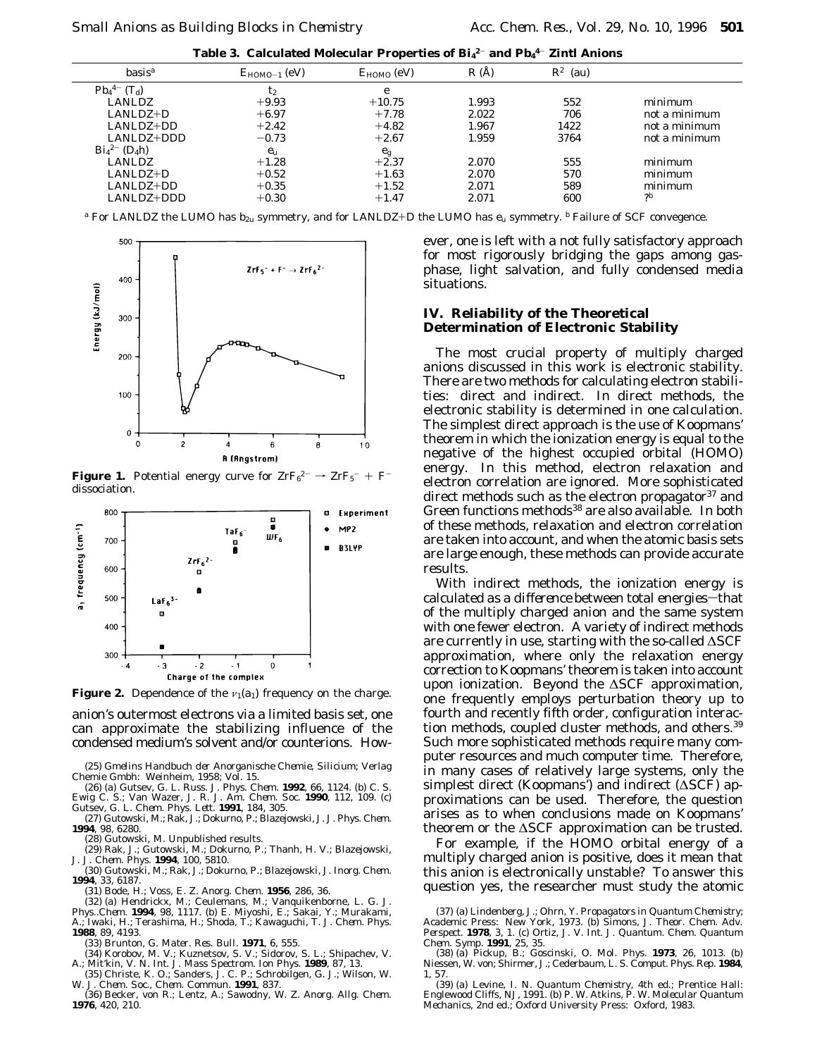**Table 3. Calculated Molecular Properties of $Bi_4^{2-}$ and $Pb_4^{4-}$ Zintl Anions**

| basis[a] | $E_{HOMO-1}$ (eV) | $E_{HOMO}$ (eV) | $R$ (Å) | $R^2$ (au) | |
|---|---|---|---|---|---|
| $Pb_4^{4-}$ ($T_d$) | $t_2$ | e | | | |
| LANLDZ | +9.93 | +10.75 | 1.993 | 552 | minimum |
| LANLDZ+D | +6.97 | +7.78 | 2.022 | 706 | not a minimum |
| LANLDZ+DD | +2.42 | +4.82 | 1.967 | 1422 | not a minimum |
| LANLDZ+DDD | −0.73 | +2.67 | 1.959 | 3764 | not a minimum |
| $Bi_4^{2-}$ ($D_4h$) | $e_u$ | $e_g$ | | | |
| LANLDZ | +1.28 | +2.37 | 2.070 | 555 | minimum |
| LANLDZ+D | +0.52 | +1.63 | 2.070 | 570 | minimum |
| LANLDZ+DD | +0.35 | +1.52 | 2.071 | 589 | minimum |
| LANLDZ+DDD | +0.30 | +1.47 | 2.071 | 600 | ?[b] |

[a] For LANLDZ the LUMO has $b_{2u}$ symmetry, and for LANLDZ+D the LUMO has $e_u$ symmetry. [b] Failure of SCF convegence.

**Figure 1.** Potential energy curve for $ZrF_6^{2-} \rightarrow ZrF_5^- + F^-$ dissociation.

**Figure 2.** Dependence of the $\nu_1(a_1)$ frequency on the charge.

anion's outermost electrons via a limited basis set, one can approximate the stabilizing influence of the condensed medium's solvent and/or counterions. However, one is left with a not fully satisfactory approach for most rigorously bridging the gaps among gas-phase, light salvation, and fully condensed media situations.

## IV. Reliability of the Theoretical Determination of Electronic Stability

The most crucial property of multiply charged anions discussed in this work is electronic stability. There are two methods for calculating electron stabilities: direct and indirect. In direct methods, the electronic stability is determined in one calculation. The simplest direct approach is the use of Koopmans' theorem in which the ionization energy is equal to the negative of the highest occupied orbital (HOMO) energy. In this method, electron relaxation and electron correlation are ignored. More sophisticated direct methods such as the electron propagator[37] and Green functions methods[38] are also available. In both of these methods, relaxation and electron correlation are taken into account, and when the atomic basis sets are large enough, these methods can provide accurate results.

With indirect methods, the ionization energy is calculated as a difference between total energies—that of the multiply charged anion and the same system with one fewer electron. A variety of indirect methods are currently in use, starting with the so-called ΔSCF approximation, where only the relaxation energy correction to Koopmans' theorem is taken into account upon ionization. Beyond the ΔSCF approximation, one frequently employs perturbation theory up to fourth and recently fifth order, configuration interaction methods, coupled cluster methods, and others.[39] Such more sophisticated methods require many computer resources and much computer time. Therefore, in many cases of relatively large systems, only the simplest direct (Koopmans') and indirect (ΔSCF) approximations can be used. Therefore, the question arises as to when conclusions made on Koopmans' theorem or the ΔSCF approximation can be trusted.

For example, if the HOMO orbital energy of a multiply charged anion is positive, does it mean that this anion is electronically unstable? To answer this question yes, the researcher must study the atomic

(25) *Gmelins Handbuch der Anorganische Chemie, Silicium*; Verlag Chemie Gmbh: Weinheim, 1958; Vol. 15.

(26) (a) Gutsev, G. L. *Russ. J. Phys. Chem.* **1992**, 66, 1124. (b) C. S. Ewig C. S.; Van Wazer, J. R. *J. Am. Chem. Soc.* **1990**, 112, 109. (c) Gutsev, G. L. *Chem. Phys. Lett.* **1991**, 184, 305.

(27) Gutowski, M.; Rak, J.; Dokurno, P.; Blazejowski, J. *J. Phys. Chem.* **1994**, 98, 6280.

(28) Gutowski, M. Unpublished results.

(29) Rak, J.; Gutowski, M.; Dokurno, P.; Thanh, H. V.; Blazejowski, J. *J. Chem. Phys.* **1994**, 100, 5810.

(30) Gutowski, M.; Rak, J.; Dokurno, P.; Blazejowski, J. *Inorg. Chem.* **1994**, 33, 6187.

(31) Bode, H.; Voss, E. *Z. Anorg. Chem.* **1956**, 286, 36.

(32) (a) Hendrickx, M.; Ceulemans, M.; Vanquikenborne, L. G. *J. Phys..Chem.* **1994**, 98, 1117. (b) E. Miyoshi, E.; Sakai, Y.; Murakami, A.; Iwaki, H.; Terashima, H.; Shoda, T.; Kawaguchi, T. *J. Chem. Phys.* **1988**, 89, 4193.

(33) Brunton, G. *Mater. Res. Bull.* **1971**, 6, 555.

(34) Korobov, M. V.; Kuznetsov, S. V.; Sidorov, S. L.; Shipachev, V. A.; Mit'kin, V. N. *Int. J. Mass Spectrom. Ion Phys.* **1989**, 87, 13.

(35) Christe, K. O.; Sanders, J. C. P.; Schrobilgen, G. J.; Wilson, W. W. *J. Chem. Soc., Chem. Commun.* **1991**, 837.

(36) Becker, von R.; Lentz, A.; Sawodny, W. *Z. Anorg. Allg. Chem.* **1976**, 420, 210.

(37) (a) Lindenberg, J.; Ohrn, Y. *Propagators in Quantum Chemistry*; Academic Press: New York, 1973. (b) Simons, J. *Theor. Chem. Adv. Perspect.* **1978**, 3, 1. (c) Ortiz, J. V. *Int. J. Quantum. Chem. Quantum Chem. Symp.* **1991**, 25, 35.

(38) (a) Pickup, B.; Goscinski, O. *Mol. Phys.* **1973**, 26, 1013. (b) Niessen, W. von; Shirmer, J.; Cederbaum, L. S. *Comput. Phys. Rep.* **1984**, 1, 57.

(39) (a) Levine, I. N. *Quantum Chemistry*, 4th ed.; Prentice Hall: Englewood Cliffs, NJ, 1991. (b) P. W. Atkins, P. W. *Molecular Quantum Mechanics*, 2nd ed.; Oxford University Press: Oxford, 1983.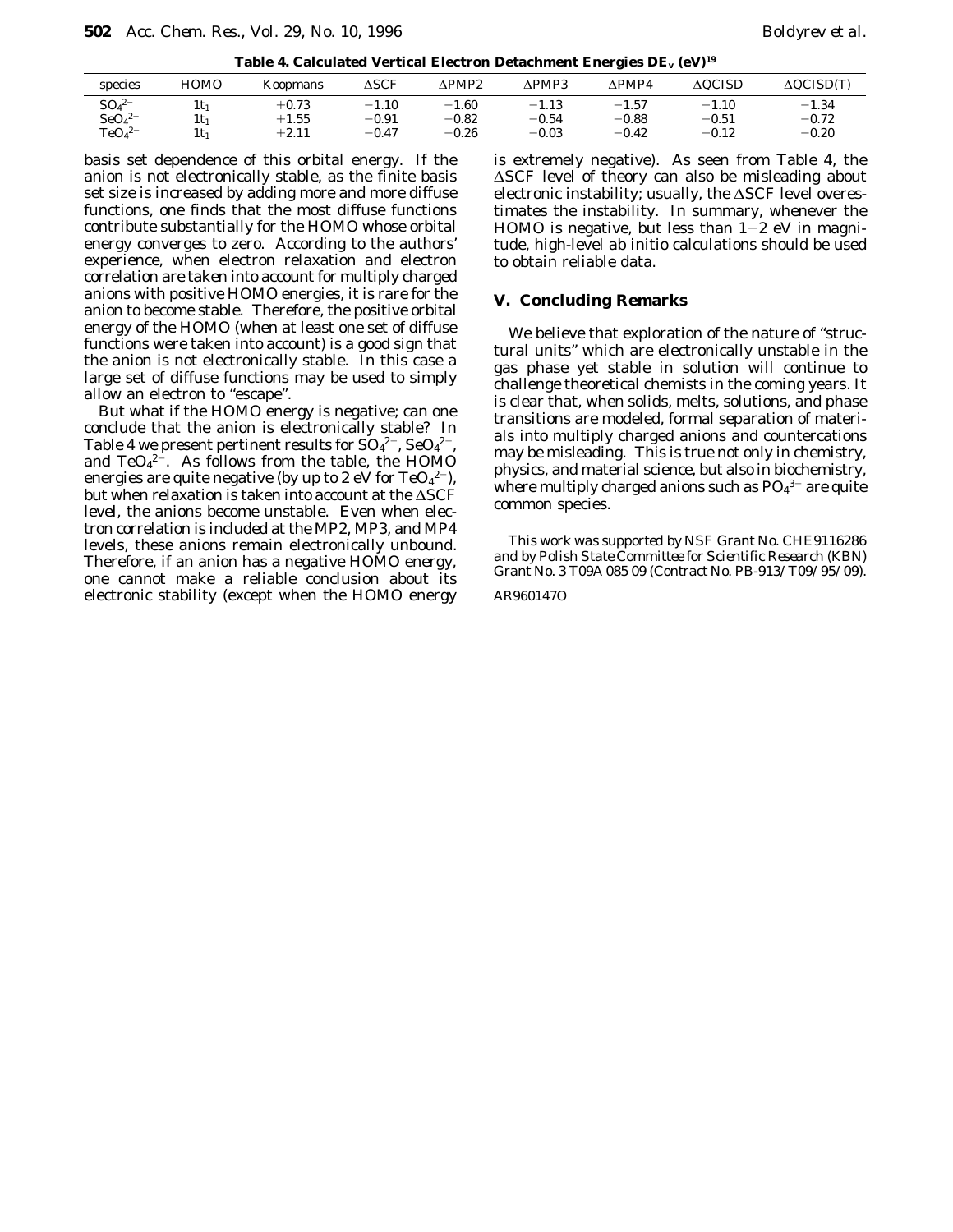**Table 4. Calculated Vertical Electron Detachment Energies $DE_v$ (eV)[19]**

| species | HOMO | Koopmans | ΔSCF | ΔPMP2 | ΔPMP3 | ΔPMP4 | ΔQCISD | ΔQCISD(T) |
|---|---|---|---|---|---|---|---|---|
| $SO_4^{2-}$ | $1t_1$ | +0.73 | −1.10 | −1.60 | −1.13 | −1.57 | −1.10 | −1.34 |
| $SeO_4^{2-}$ | $1t_1$ | +1.55 | −0.91 | −0.82 | −0.54 | −0.88 | −0.51 | −0.72 |
| $TeO_4^{2-}$ | $1t_1$ | +2.11 | −0.47 | −0.26 | −0.03 | −0.42 | −0.12 | −0.20 |

basis set dependence of this orbital energy. If the anion is not electronically stable, as the finite basis set size is increased by adding more and more diffuse functions, one finds that the most diffuse functions contribute substantially for the HOMO whose orbital energy converges to zero. According to the authors' experience, when electron relaxation and electron correlation are taken into account for multiply charged anions with positive HOMO energies, it is rare for the anion to become stable. Therefore, the positive orbital energy of the HOMO (when at least one set of diffuse functions were taken into account) is a good sign that the anion is not electronically stable. In this case a large set of diffuse functions may be used to simply allow an electron to "escape".

But what if the HOMO energy is negative; can one conclude that the anion is electronically stable? In Table 4 we present pertinent results for $SO_4^{2-}$, $SeO_4^{2-}$, and $TeO_4^{2-}$. As follows from the table, the HOMO energies are quite negative (by up to 2 eV for $TeO_4^{2-}$), but when relaxation is taken into account at the ΔSCF level, the anions become unstable. Even when electron correlation is included at the MP2, MP3, and MP4 levels, these anions remain electronically unbound. Therefore, if an anion has a negative HOMO energy, one cannot make a reliable conclusion about its electronic stability (except when the HOMO energy is extremely negative). As seen from Table 4, the ΔSCF level of theory can also be misleading about electronic instability; usually, the ΔSCF level overestimates the instability. In summary, whenever the HOMO is negative, but less than 1−2 eV in magnitude, high-level ab initio calculations should be used to obtain reliable data.

## V. Concluding Remarks

We believe that exploration of the nature of "structural units" which are electronically unstable in the gas phase yet stable in solution will continue to challenge theoretical chemists in the coming years. It is clear that, when solids, melts, solutions, and phase transitions are modeled, formal separation of materials into multiply charged anions and countercations may be misleading. This is true not only in chemistry, physics, and material science, but also in biochemistry, where multiply charged anions such as $PO_4^{3-}$ are quite common species.

*This work was supported by NSF Grant No. CHE9116286 and by Polish State Committee for Scientific Research (KBN) Grant No. 3 T09A 085 09 (Contract No. PB-913/T09/95/09).*

AR960147O